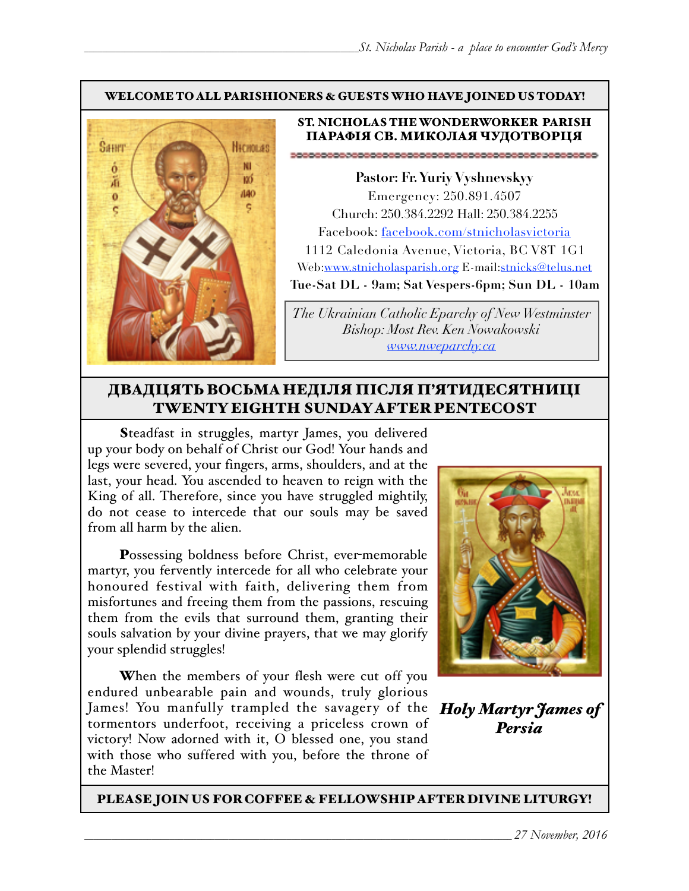**WELCOME TO ALL PARISHIONERS & GUESTS WHO HAVE JOINED US TODAY!**

**ST. NICHOLAS THE WONDERWORKER PARISH**
**ПАРАФІЯ СВ. МИКОЛАЯ ЧУДОТВОРЦЯ**

**Pastor: Fr. Yuriy Vyshnevskyy**
Emergency: 250.891.4507
Church: 250.384.2292 Hall: 250.384.2255
Facebook: facebook.com/stnicholasvictoria
1112 Caledonia Avenue, Victoria, BC V8T 1G1
Web:www.stnicholasparish.org E-mail:stnicks@telus.net
**Tue-Sat DL - 9am; Sat Vespers-6pm; Sun DL - 10am**

*The Ukrainian Catholic Eparchy of New Westminster*
*Bishop: Most Rev. Ken Nowakowski*
*www.nweparchy.ca*

## ДВАДЦЯТЬ ВОСЬМА НЕДІЛЯ ПІСЛЯ П’ЯТИДЕСЯТНИЦІ
## TWENTY EIGHTH SUNDAY AFTER PENTECOST

**S**teadfast in struggles, martyr James, you delivered up your body on behalf of Christ our God! Your hands and legs were severed, your fingers, arms, shoulders, and at the last, your head. You ascended to heaven to reign with the King of all. Therefore, since you have struggled mightily, do not cease to intercede that our souls may be saved from all harm by the alien.

**P**ossessing boldness before Christ, ever-memorable martyr, you fervently intercede for all who celebrate your honoured festival with faith, delivering them from misfortunes and freeing them from the passions, rescuing them from the evils that surround them, granting their souls salvation by your divine prayers, that we may glorify your splendid struggles!

**W**hen the members of your flesh were cut off you endured unbearable pain and wounds, truly glorious James! You manfully trampled the savagery of the tormentors underfoot, receiving a priceless crown of victory! Now adorned with it, O blessed one, you stand with those who suffered with you, before the throne of the Master!

***Holy Martyr James of Persia***

**PLEASE JOIN US FOR COFFEE & FELLOWSHIP AFTER DIVINE LITURGY!**

*27 November, 2016*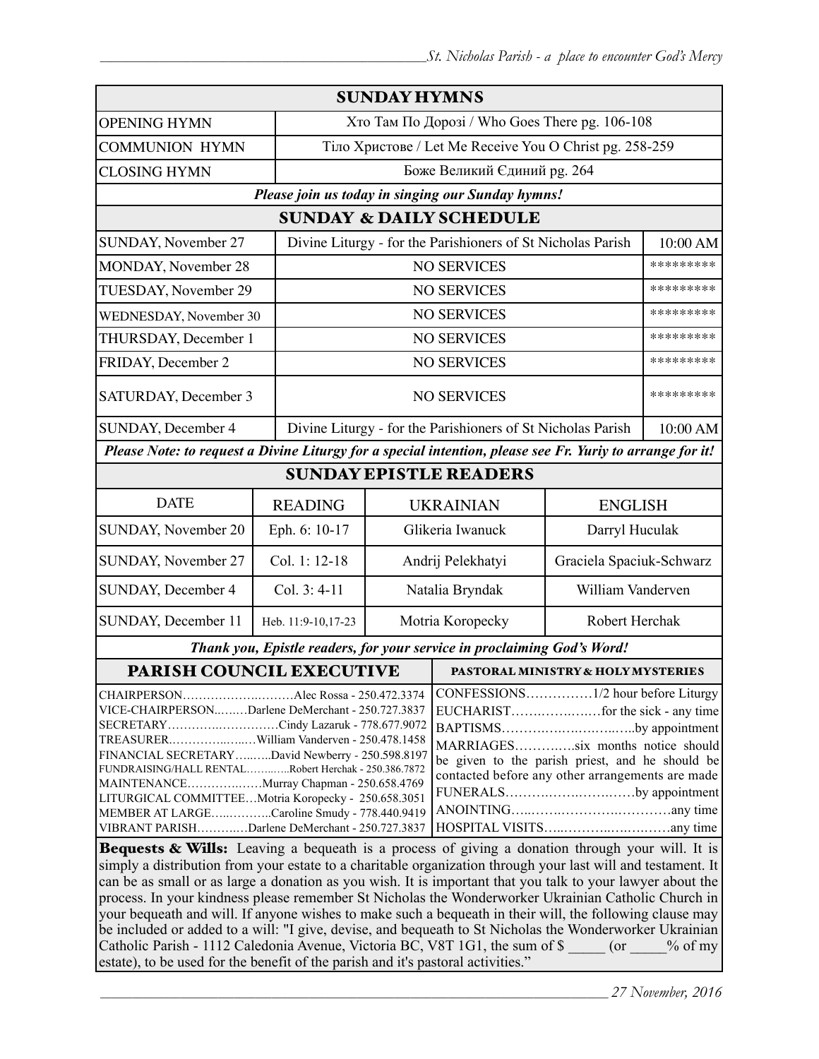## SUNDAY HYMNS

| | |
|---|---|
| OPENING HYMN | Хто Там По Дорозі / Who Goes There pg. 106-108 |
| COMMUNION HYMN | Тіло Христове / Let Me Receive You O Christ pg. 258-259 |
| CLOSING HYMN | Боже Великий Єдиний pg. 264 |

***Please join us today in singing our Sunday hymns!***

## SUNDAY & DAILY SCHEDULE

| | | |
|---|---|---|
| SUNDAY, November 27 | Divine Liturgy - for the Parishioners of St Nicholas Parish | 10:00 AM |
| MONDAY, November 28 | NO SERVICES | ********* |
| TUESDAY, November 29 | NO SERVICES | ********* |
| WEDNESDAY, November 30 | NO SERVICES | ********* |
| THURSDAY, December 1 | NO SERVICES | ********* |
| FRIDAY, December 2 | NO SERVICES | ********* |
| SATURDAY, December 3 | NO SERVICES | ********* |
| SUNDAY, December 4 | Divine Liturgy - for the Parishioners of St Nicholas Parish | 10:00 AM |

***Please Note: to request a Divine Liturgy for a special intention, please see Fr. Yuriy to arrange for it!***

## SUNDAY EPISTLE READERS

| DATE | READING | UKRAINIAN | ENGLISH |
|---|---|---|---|
| SUNDAY, November 20 | Eph. 6: 10-17 | Glikeria Iwanuck | Darryl Huculak |
| SUNDAY, November 27 | Col. 1: 12-18 | Andrij Pelekhatyi | Graciela Spaciuk-Schwarz |
| SUNDAY, December 4 | Col. 3: 4-11 | Natalia Bryndak | William Vanderven |
| SUNDAY, December 11 | Heb. 11:9-10,17-23 | Motria Koropecky | Robert Herchak |

***Thank you, Epistle readers, for your service in proclaiming God's Word!***

## PARISH COUNCIL EXECUTIVE

CHAIRPERSON……………………Alec Rossa - 250.472.3374
VICE-CHAIRPERSON………Darlene DeMerchant - 250.727.3837
SECRETARY…………………Cindy Lazaruk - 778.677.9072
TREASURER…………………William Vanderven - 250.478.1458
FINANCIAL SECRETARY………David Newberry - 250.598.8197
FUNDRAISING/HALL RENTAL…………Robert Herchak - 250.386.7872
MAINTENANCE………………Murray Chapman - 250.658.4769
LITURGICAL COMMITTEE…Motria Koropecky - 250.658.3051
MEMBER AT LARGE………………Caroline Smudy - 778.440.9419
VIBRANT PARISH…………Darlene DeMerchant - 250.727.3837

## PASTORAL MINISTRY & HOLY MYSTERIES

CONFESSIONS……………1/2 hour before Liturgy
EUCHARIST………………for the sick - any time
BAPTISMS……………………………by appointment
MARRIAGES…………six months notice should be given to the parish priest, and he should be contacted before any other arrangements are made
FUNERALS……………………………by appointment
ANOINTING……………………………any time
HOSPITAL VISITS……………………………any time

**Bequests & Wills:** Leaving a bequeath is a process of giving a donation through your will. It is simply a distribution from your estate to a charitable organization through your last will and testament. It can be as small or as large a donation as you wish. It is important that you talk to your lawyer about the process. In your kindness please remember St Nicholas the Wonderworker Ukrainian Catholic Church in your bequeath and will. If anyone wishes to make such a bequeath in their will, the following clause may be included or added to a will: "I give, devise, and bequeath to St Nicholas the Wonderworker Ukrainian Catholic Parish - 1112 Caledonia Avenue, Victoria BC, V8T 1G1, the sum of $ _____ (or _____% of my estate), to be used for the benefit of the parish and it's pastoral activities."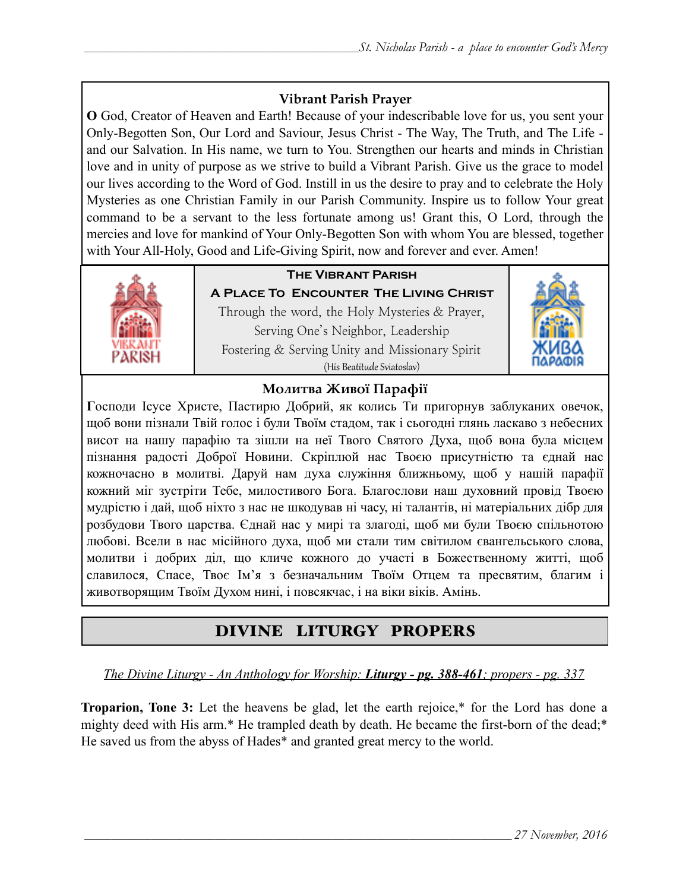## Vibrant Parish Prayer

**O** God, Creator of Heaven and Earth! Because of your indescribable love for us, you sent your Only-Begotten Son, Our Lord and Saviour, Jesus Christ - The Way, The Truth, and The Life - and our Salvation. In His name, we turn to You. Strengthen our hearts and minds in Christian love and in unity of purpose as we strive to build a Vibrant Parish. Give us the grace to model our lives according to the Word of God. Instill in us the desire to pray and to celebrate the Holy Mysteries as one Christian Family in our Parish Community. Inspire us to follow Your great command to be a servant to the less fortunate among us! Grant this, O Lord, through the mercies and love for mankind of Your Only-Begotten Son with whom You are blessed, together with Your All-Holy, Good and Life-Giving Spirit, now and forever and ever. Amen!

**The Vibrant Parish**

**A Place To Encounter The Living Christ**

Through the word, the Holy Mysteries & Prayer,
Serving One's Neighbor, Leadership
Fostering & Serving Unity and Missionary Spirit
(His Beatitude Sviatoslav)

## Молитва Живої Парафії

**Г**осподи Ісусе Христе, Пастирю Добрий, як колись Ти пригорнув заблуканих овечок, щоб вони пізнали Твій голос і були Твоїм стадом, так і сьогодні глянь ласкаво з небесних висот на нашу парафію та зішли на неї Твого Святого Духа, щоб вона була місцем пізнання радості Доброї Новини. Скріплюй нас Твоєю присутністю та єднай нас кожночасно в молитві. Даруй нам духа служіння ближньому, щоб у нашій парафії кожний міг зустріти Тебе, милостивого Бога. Благослови наш духовний провід Твоєю мудрістю і дай, щоб ніхто з нас не шкодував ні часу, ні талантів, ні матеріальних дібр для розбудови Твого царства. Єднай нас у мирі та злагоді, щоб ми були Твоєю спільнотою любові. Всели в нас місійного духа, щоб ми стали тим світилом євангельського слова, молитви і добрих діл, що кличе кожного до участі в Божественному житті, щоб славилося, Спасе, Твоє Ім'я з безначальним Твоїм Отцем та пресвятим, благим і животворящим Твоїм Духом нині, і повсякчас, і на віки віків. Амінь.

# DIVINE LITURGY PROPERS

*The Divine Liturgy - An Anthology for Worship: **Liturgy - pg. 388-461**; propers - pg. 337*

**Troparion, Tone 3:** Let the heavens be glad, let the earth rejoice,* for the Lord has done a mighty deed with His arm.* He trampled death by death. He became the first-born of the dead;* He saved us from the abyss of Hades* and granted great mercy to the world.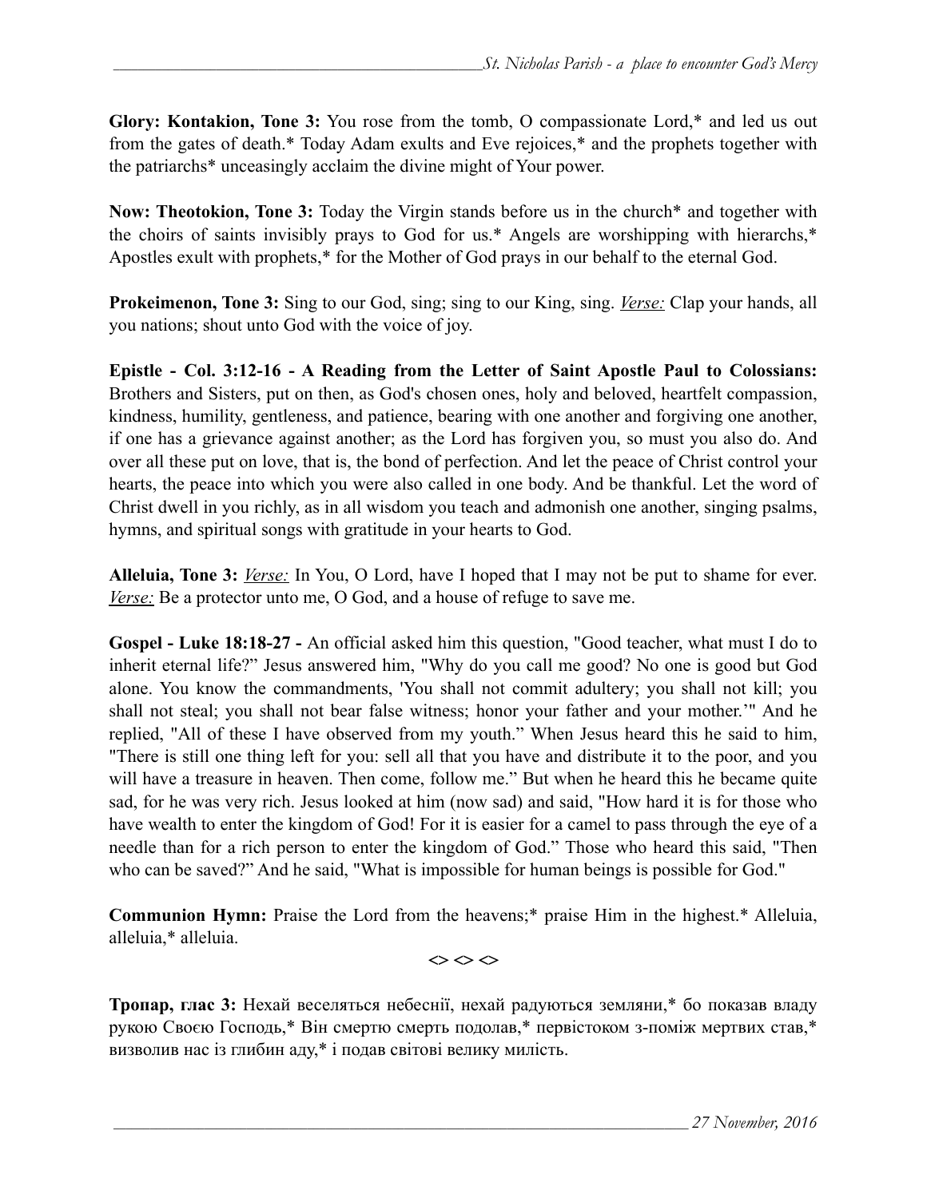**Glory: Kontakion, Tone 3:** You rose from the tomb, O compassionate Lord,* and led us out from the gates of death.* Today Adam exults and Eve rejoices,* and the prophets together with the patriarchs* unceasingly acclaim the divine might of Your power.

**Now: Theotokion, Tone 3:** Today the Virgin stands before us in the church* and together with the choirs of saints invisibly prays to God for us.* Angels are worshipping with hierarchs,* Apostles exult with prophets,* for the Mother of God prays in our behalf to the eternal God.

**Prokeimenon, Tone 3:** Sing to our God, sing; sing to our King, sing. *Verse:* Clap your hands, all you nations; shout unto God with the voice of joy.

**Epistle - Col. 3:12-16 - A Reading from the Letter of Saint Apostle Paul to Colossians:** Brothers and Sisters, put on then, as God's chosen ones, holy and beloved, heartfelt compassion, kindness, humility, gentleness, and patience, bearing with one another and forgiving one another, if one has a grievance against another; as the Lord has forgiven you, so must you also do. And over all these put on love, that is, the bond of perfection. And let the peace of Christ control your hearts, the peace into which you were also called in one body. And be thankful. Let the word of Christ dwell in you richly, as in all wisdom you teach and admonish one another, singing psalms, hymns, and spiritual songs with gratitude in your hearts to God.

**Alleluia, Tone 3:** *Verse:* In You, O Lord, have I hoped that I may not be put to shame for ever. *Verse:* Be a protector unto me, O God, and a house of refuge to save me.

**Gospel - Luke 18:18-27 -** An official asked him this question, "Good teacher, what must I do to inherit eternal life?" Jesus answered him, "Why do you call me good? No one is good but God alone. You know the commandments, 'You shall not commit adultery; you shall not kill; you shall not steal; you shall not bear false witness; honor your father and your mother.'" And he replied, "All of these I have observed from my youth." When Jesus heard this he said to him, "There is still one thing left for you: sell all that you have and distribute it to the poor, and you will have a treasure in heaven. Then come, follow me." But when he heard this he became quite sad, for he was very rich. Jesus looked at him (now sad) and said, "How hard it is for those who have wealth to enter the kingdom of God! For it is easier for a camel to pass through the eye of a needle than for a rich person to enter the kingdom of God." Those who heard this said, "Then who can be saved?" And he said, "What is impossible for human beings is possible for God."

**Communion Hymn:** Praise the Lord from the heavens;* praise Him in the highest.* Alleluia, alleluia,* alleluia.

<> <> <>

**Тропар, глас 3:** Нехай веселяться небеснії, нехай радуються земляни,* бо показав владу рукою Своєю Господь,* Він смертю смерть подолав,* первістоком з-поміж мертвих став,* визволив нас із глибин аду,* і подав світові велику милість.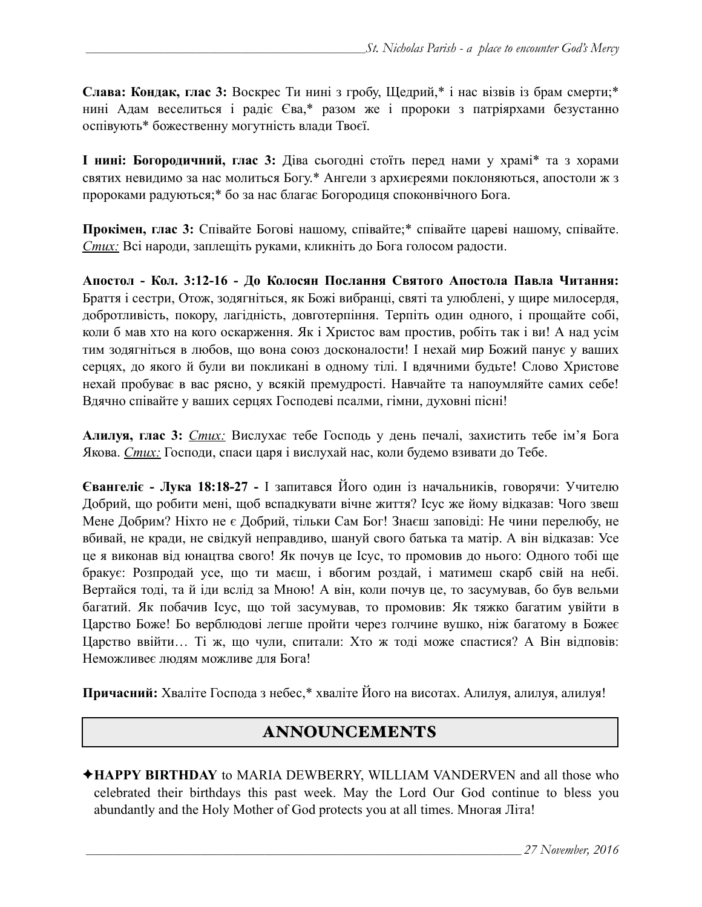**Слава: Кондак, глас 3:** Воскрес Ти нині з гробу, Щедрий,* і нас візвів із брам смерти;* нині Адам веселиться і радіє Єва,* разом же і пророки з патріярхами безустанно оспівують* божественну могутність влади Твоєї.

**І нині: Богородичний, глас 3:** Діва сьогодні стоїть перед нами у храмі* та з хорами святих невидимо за нас молиться Богу.* Ангели з архиєреями поклоняються, апостоли ж з пророками радуються;* бо за нас благає Богородиця споконвічного Бога.

**Прокімен, глас 3:** Співайте Богові нашому, співайте;* співайте цареві нашому, співайте. *Стих:* Всі народи, заплещіть руками, кликніть до Бога голосом радости.

**Апостол - Кол. 3:12-16 - До Колосян Послання Святого Апостола Павла Читання:** Браття і сестри, Отож, зодягніться, як Божі вибранці, святі та улюблені, у щире милосердя, добротливість, покору, лагідність, довготерпіння. Терпіть один одного, і прощайте собі, коли б мав хто на кого оскарження. Як і Христос вам простив, робіть так і ви! А над усім тим зодягніться в любов, що вона союз досконалости! І нехай мир Божий панує у ваших серцях, до якого й були ви покликані в одному тілі. І вдячними будьте! Слово Христове нехай пробуває в вас рясно, у всякій премудрості. Навчайте та напоумляйте самих себе! Вдячно співайте у ваших серцях Господеві псалми, гімни, духовні пісні!

**Алилуя, глас 3:** *Стих:* Вислухає тебе Господь у день печалі, захистить тебе ім'я Бога Якова. *Стих:* Господи, спаси царя і вислухай нас, коли будемо взивати до Тебе.

**Євангеліє - Лука 18:18-27 -** І запитався Його один із начальників, говорячи: Учителю Добрий, що робити мені, щоб вспадкувати вічне життя? Ісус же йому відказав: Чого звеш Мене Добрим? Ніхто не є Добрий, тільки Сам Бог! Знаєш заповіді: Не чини перелюбу, не вбивай, не кради, не свідкуй неправдиво, шануй свого батька та матір. А він відказав: Усе це я виконав від юнацтва свого! Як почув це Ісус, то промовив до нього: Одного тобі ще бракує: Розпродай усе, що ти маєш, і вбогим роздай, і матимеш скарб свій на небі. Вертайся тоді, та й іди вслід за Мною! А він, коли почув це, то засумував, бо був вельми багатий. Як побачив Ісус, що той засумував, то промовив: Як тяжко багатим увійти в Царство Боже! Бо верблюдові легше пройти через голчине вушко, ніж багатому в Божеє Царство ввійти… Ті ж, що чули, спитали: Хто ж тоді може спастися? А Він відповів: Неможливеє людям можливе для Бога!

**Причасний:** Хваліте Господа з небес,* хваліте Його на висотах. Алилуя, алилуя, алилуя!

## ANNOUNCEMENTS

✦**HAPPY BIRTHDAY** to MARIA DEWBERRY, WILLIAM VANDERVEN and all those who celebrated their birthdays this past week. May the Lord Our God continue to bless you abundantly and the Holy Mother of God protects you at all times. Многая Літа!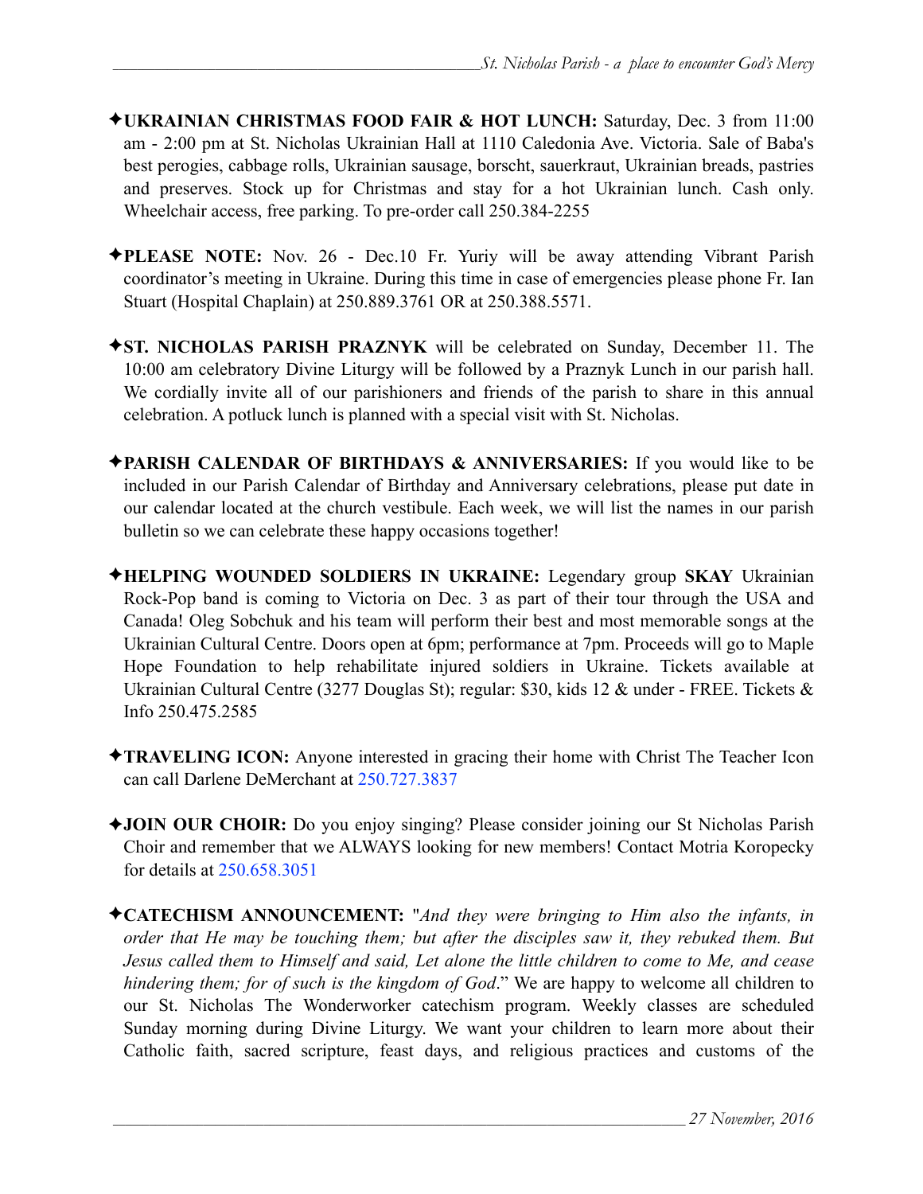✦**UKRAINIAN CHRISTMAS FOOD FAIR & HOT LUNCH:** Saturday, Dec. 3 from 11:00 am - 2:00 pm at St. Nicholas Ukrainian Hall at 1110 Caledonia Ave. Victoria. Sale of Baba's best perogies, cabbage rolls, Ukrainian sausage, borscht, sauerkraut, Ukrainian breads, pastries and preserves. Stock up for Christmas and stay for a hot Ukrainian lunch. Cash only. Wheelchair access, free parking. To pre-order call 250.384-2255

✦**PLEASE NOTE:** Nov. 26 - Dec.10 Fr. Yuriy will be away attending Vibrant Parish coordinator's meeting in Ukraine. During this time in case of emergencies please phone Fr. Ian Stuart (Hospital Chaplain) at 250.889.3761 OR at 250.388.5571.

✦**ST. NICHOLAS PARISH PRAZNYK** will be celebrated on Sunday, December 11. The 10:00 am celebratory Divine Liturgy will be followed by a Praznyk Lunch in our parish hall. We cordially invite all of our parishioners and friends of the parish to share in this annual celebration. A potluck lunch is planned with a special visit with St. Nicholas.

✦**PARISH CALENDAR OF BIRTHDAYS & ANNIVERSARIES:** If you would like to be included in our Parish Calendar of Birthday and Anniversary celebrations, please put date in our calendar located at the church vestibule. Each week, we will list the names in our parish bulletin so we can celebrate these happy occasions together!

✦**HELPING WOUNDED SOLDIERS IN UKRAINE:** Legendary group **SKAY** Ukrainian Rock-Pop band is coming to Victoria on Dec. 3 as part of their tour through the USA and Canada! Oleg Sobchuk and his team will perform their best and most memorable songs at the Ukrainian Cultural Centre. Doors open at 6pm; performance at 7pm. Proceeds will go to Maple Hope Foundation to help rehabilitate injured soldiers in Ukraine. Tickets available at Ukrainian Cultural Centre (3277 Douglas St); regular: $30, kids 12 & under - FREE. Tickets & Info 250.475.2585

✦**TRAVELING ICON:** Anyone interested in gracing their home with Christ The Teacher Icon can call Darlene DeMerchant at 250.727.3837

✦**JOIN OUR CHOIR:** Do you enjoy singing? Please consider joining our St Nicholas Parish Choir and remember that we ALWAYS looking for new members! Contact Motria Koropecky for details at 250.658.3051

✦**CATECHISM ANNOUNCEMENT:** "*And they were bringing to Him also the infants, in order that He may be touching them; but after the disciples saw it, they rebuked them. But Jesus called them to Himself and said, Let alone the little children to come to Me, and cease hindering them; for of such is the kingdom of God*." We are happy to welcome all children to our St. Nicholas The Wonderworker catechism program. Weekly classes are scheduled Sunday morning during Divine Liturgy. We want your children to learn more about their Catholic faith, sacred scripture, feast days, and religious practices and customs of the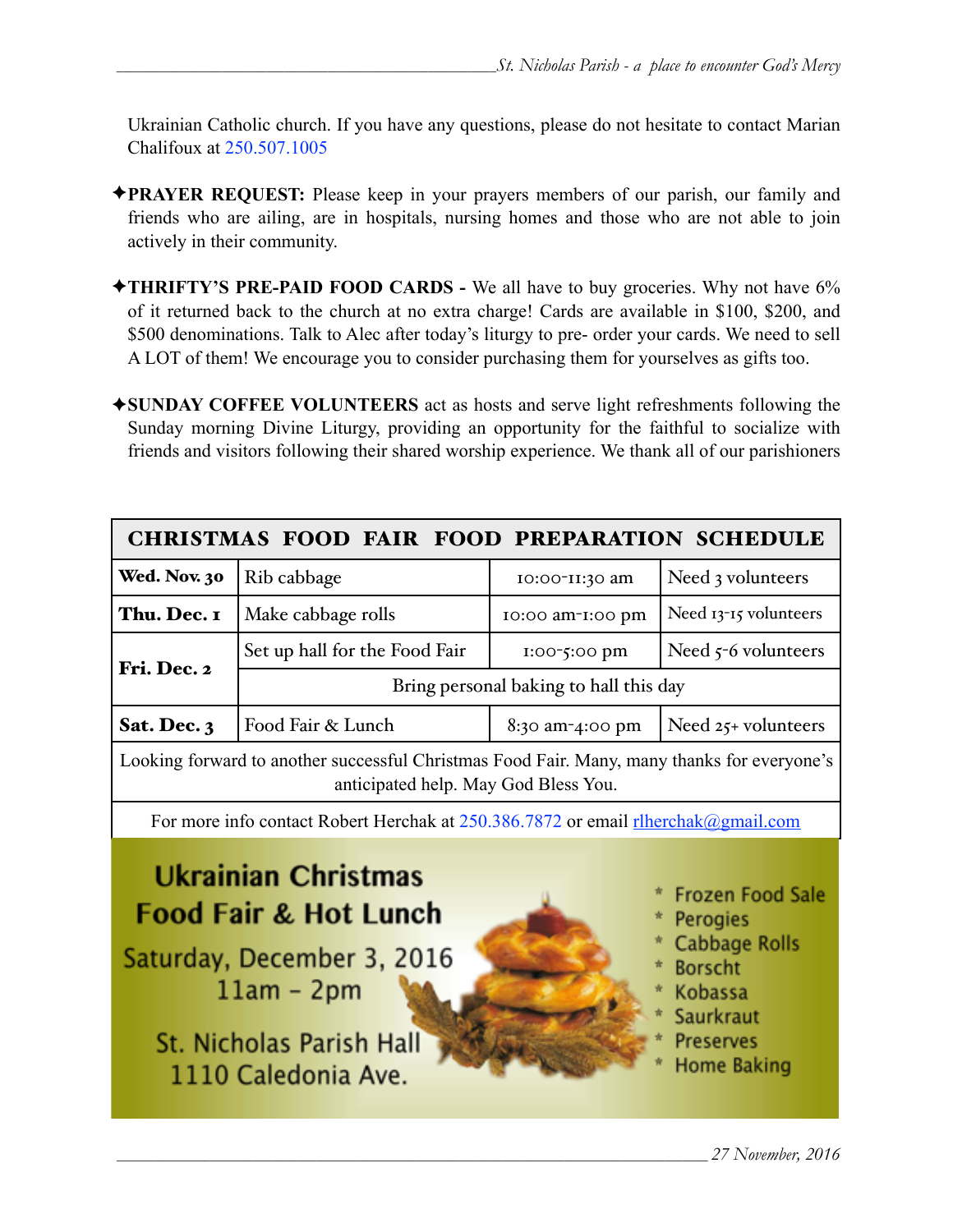Ukrainian Catholic church. If you have any questions, please do not hesitate to contact Marian Chalifoux at 250.507.1005

✦**PRAYER REQUEST:** Please keep in your prayers members of our parish, our family and friends who are ailing, are in hospitals, nursing homes and those who are not able to join actively in their community.

✦**THRIFTY'S PRE-PAID FOOD CARDS -** We all have to buy groceries. Why not have 6% of it returned back to the church at no extra charge! Cards are available in $100, $200, and $500 denominations. Talk to Alec after today's liturgy to pre- order your cards. We need to sell A LOT of them! We encourage you to consider purchasing them for yourselves as gifts too.

✦**SUNDAY COFFEE VOLUNTEERS** act as hosts and serve light refreshments following the Sunday morning Divine Liturgy, providing an opportunity for the faithful to socialize with friends and visitors following their shared worship experience. We thank all of our parishioners

| CHRISTMAS FOOD FAIR FOOD PREPARATION SCHEDULE | | | |
|---|---|---|---|
| **Wed. Nov. 30** | Rib cabbage | 10:00-11:30 am | Need 3 volunteers |
| **Thu. Dec. 1** | Make cabbage rolls | 10:00 am-1:00 pm | Need 13-15 volunteers |
| **Fri. Dec. 2** | Set up hall for the Food Fair | 1:00-5:00 pm | Need 5-6 volunteers |
| | Bring personal baking to hall this day | | |
| **Sat. Dec. 3** | Food Fair & Lunch | 8:30 am-4:00 pm | Need 25+ volunteers |
| Looking forward to another successful Christmas Food Fair. Many, many thanks for everyone's anticipated help. May God Bless You. | | | |
| For more info contact Robert Herchak at 250.386.7872 or email rlherchak@gmail.com | | | |

**Ukrainian Christmas Food Fair & Hot Lunch**

Saturday, December 3, 2016
11am - 2pm

St. Nicholas Parish Hall
1110 Caledonia Ave.

* Frozen Food Sale
* Perogies
* Cabbage Rolls
* Borscht
* Kobassa
* Saurkraut
* Preserves
* Home Baking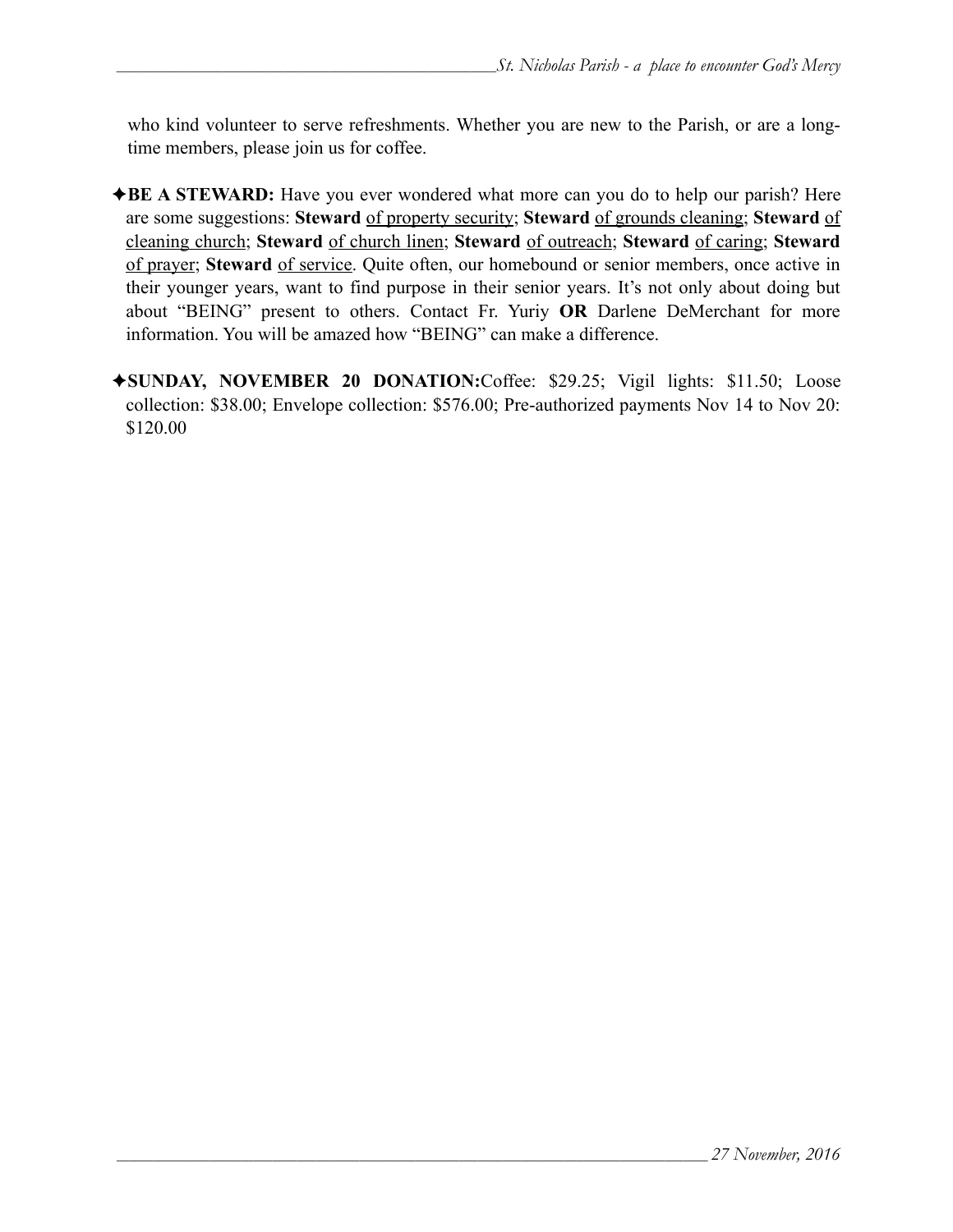who kind volunteer to serve refreshments. Whether you are new to the Parish, or are a long-time members, please join us for coffee.

✦**BE A STEWARD:** Have you ever wondered what more can you do to help our parish? Here are some suggestions: **Steward** <u>of property security</u>; **Steward** <u>of grounds cleaning</u>; **Steward** <u>of cleaning church</u>; **Steward** <u>of church linen</u>; **Steward** <u>of outreach</u>; **Steward** <u>of caring</u>; **Steward** <u>of prayer</u>; **Steward** <u>of service</u>. Quite often, our homebound or senior members, once active in their younger years, want to find purpose in their senior years. It's not only about doing but about "BEING" present to others. Contact Fr. Yuriy **OR** Darlene DeMerchant for more information. You will be amazed how "BEING" can make a difference.

✦**SUNDAY, NOVEMBER 20 DONATION:**Coffee: $29.25; Vigil lights: $11.50; Loose collection: $38.00; Envelope collection: $576.00; Pre-authorized payments Nov 14 to Nov 20: $120.00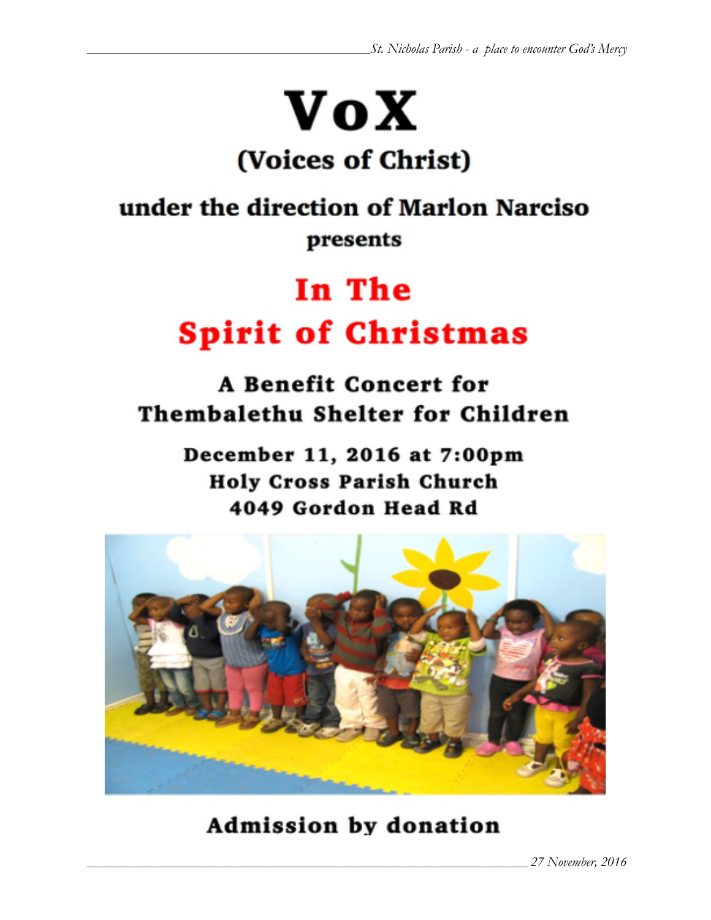# VoX

## (Voices of Christ)

**under the direction of Marlon Narciso**

**presents**

# In The Spirit of Christmas

## A Benefit Concert for Thembalethu Shelter for Children

**December 11, 2016 at 7:00pm**
**Holy Cross Parish Church**
**4049 Gordon Head Rd**

## Admission by donation